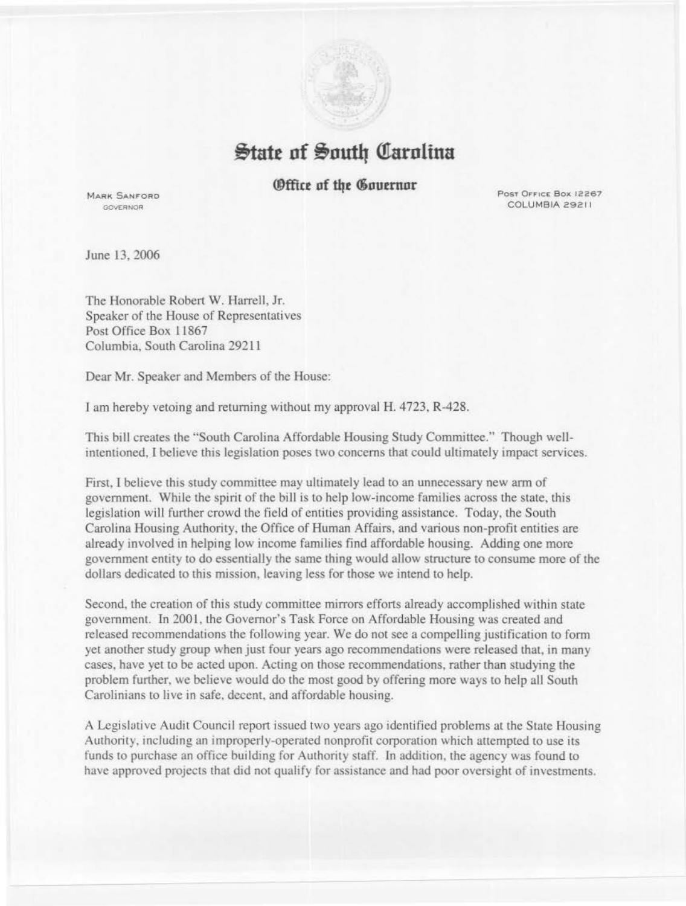# State of South Carolina

## Office of the Governor

MARK SANFORD
GOVERNOR

POST OFFICE BOX 12267
COLUMBIA 29211

June 13, 2006

The Honorable Robert W. Harrell, Jr.
Speaker of the House of Representatives
Post Office Box 11867
Columbia, South Carolina 29211

Dear Mr. Speaker and Members of the House:

I am hereby vetoing and returning without my approval H. 4723, R-428.

This bill creates the "South Carolina Affordable Housing Study Committee." Though well-intentioned, I believe this legislation poses two concerns that could ultimately impact services.

First, I believe this study committee may ultimately lead to an unnecessary new arm of government. While the spirit of the bill is to help low-income families across the state, this legislation will further crowd the field of entities providing assistance. Today, the South Carolina Housing Authority, the Office of Human Affairs, and various non-profit entities are already involved in helping low income families find affordable housing. Adding one more government entity to do essentially the same thing would allow structure to consume more of the dollars dedicated to this mission, leaving less for those we intend to help.

Second, the creation of this study committee mirrors efforts already accomplished within state government. In 2001, the Governor's Task Force on Affordable Housing was created and released recommendations the following year. We do not see a compelling justification to form yet another study group when just four years ago recommendations were released that, in many cases, have yet to be acted upon. Acting on those recommendations, rather than studying the problem further, we believe would do the most good by offering more ways to help all South Carolinians to live in safe, decent, and affordable housing.

A Legislative Audit Council report issued two years ago identified problems at the State Housing Authority, including an improperly-operated nonprofit corporation which attempted to use its funds to purchase an office building for Authority staff. In addition, the agency was found to have approved projects that did not qualify for assistance and had poor oversight of investments.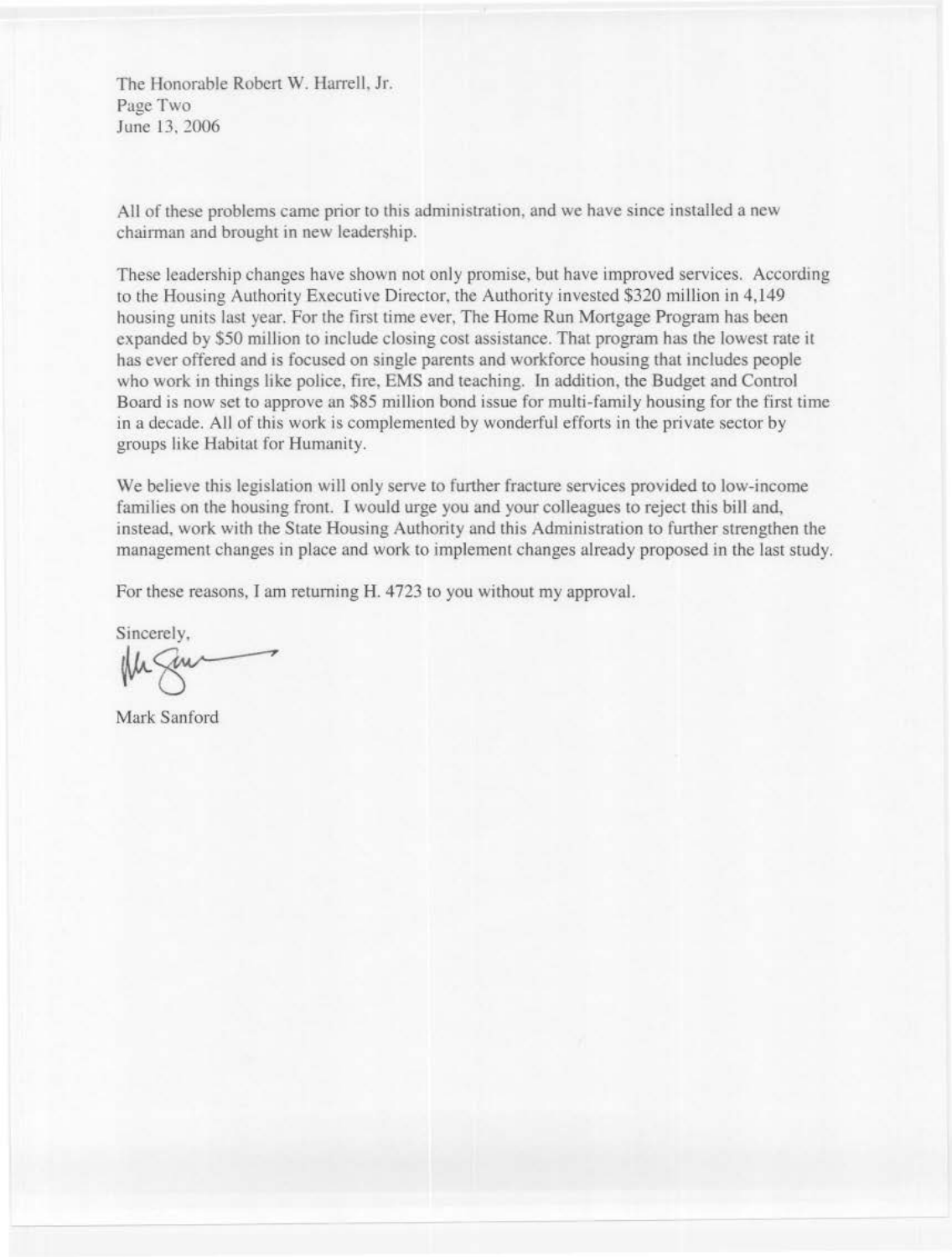The Honorable Robert W. Harrell, Jr.
Page Two
June 13, 2006

All of these problems came prior to this administration, and we have since installed a new chairman and brought in new leadership.

These leadership changes have shown not only promise, but have improved services. According to the Housing Authority Executive Director, the Authority invested $320 million in 4,149 housing units last year. For the first time ever, The Home Run Mortgage Program has been expanded by $50 million to include closing cost assistance. That program has the lowest rate it has ever offered and is focused on single parents and workforce housing that includes people who work in things like police, fire, EMS and teaching. In addition, the Budget and Control Board is now set to approve an $85 million bond issue for multi-family housing for the first time in a decade. All of this work is complemented by wonderful efforts in the private sector by groups like Habitat for Humanity.

We believe this legislation will only serve to further fracture services provided to low-income families on the housing front. I would urge you and your colleagues to reject this bill and, instead, work with the State Housing Authority and this Administration to further strengthen the management changes in place and work to implement changes already proposed in the last study.

For these reasons, I am returning H. 4723 to you without my approval.

Sincerely,

Mark Sanford